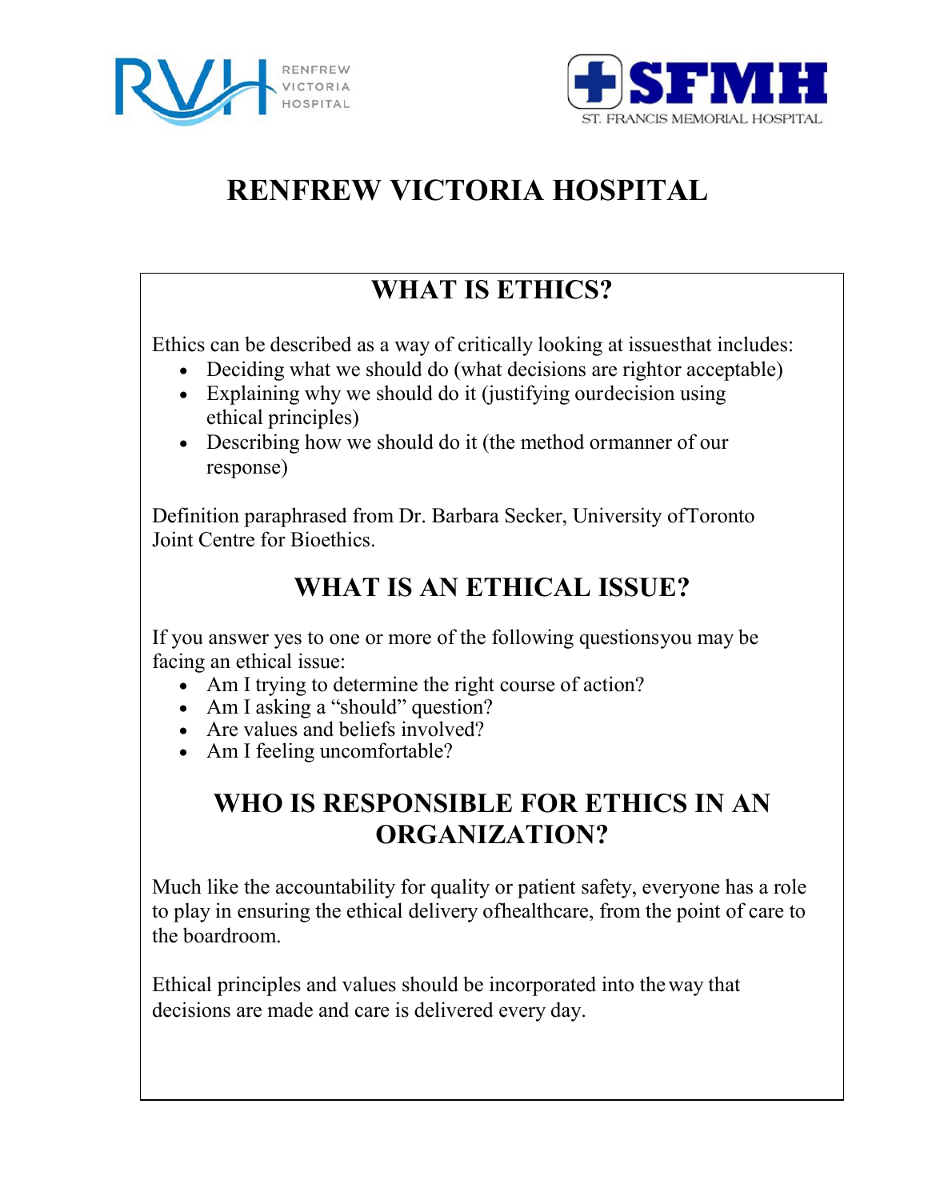RVH RENFREW VICTORIA HOSPITAL

SFMH ST. FRANCIS MEMORIAL HOSPITAL

# RENFREW VICTORIA HOSPITAL

## WHAT IS ETHICS?

Ethics can be described as a way of critically looking at issuesthat includes:

- Deciding what we should do (what decisions are rightor acceptable)
- Explaining why we should do it (justifying ourdecision using ethical principles)
- Describing how we should do it (the method ormanner of our response)

Definition paraphrased from Dr. Barbara Secker, University ofToronto Joint Centre for Bioethics.

## WHAT IS AN ETHICAL ISSUE?

If you answer yes to one or more of the following questionsyou may be facing an ethical issue:

- Am I trying to determine the right course of action?
- Am I asking a "should" question?
- Are values and beliefs involved?
- Am I feeling uncomfortable?

## WHO IS RESPONSIBLE FOR ETHICS IN AN ORGANIZATION?

Much like the accountability for quality or patient safety, everyone has a role to play in ensuring the ethical delivery ofhealthcare, from the point of care to the boardroom.

Ethical principles and values should be incorporated into the way that decisions are made and care is delivered every day.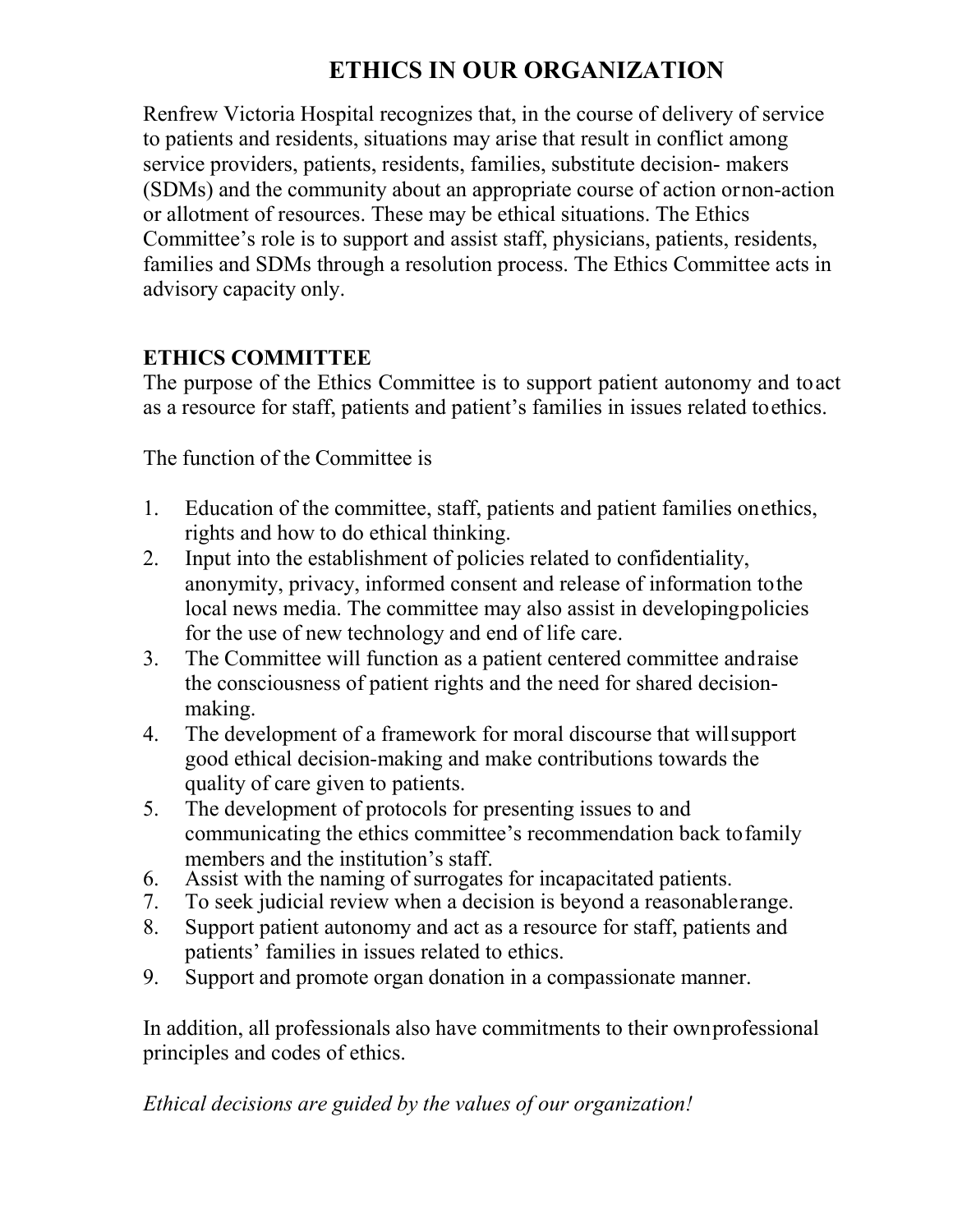# ETHICS IN OUR ORGANIZATION

Renfrew Victoria Hospital recognizes that, in the course of delivery of service to patients and residents, situations may arise that result in conflict among service providers, patients, residents, families, substitute decision- makers (SDMs) and the community about an appropriate course of action or non-action or allotment of resources. These may be ethical situations. The Ethics Committee's role is to support and assist staff, physicians, patients, residents, families and SDMs through a resolution process. The Ethics Committee acts in advisory capacity only.

## ETHICS COMMITTEE

The purpose of the Ethics Committee is to support patient autonomy and to act as a resource for staff, patients and patient's families in issues related to ethics.

The function of the Committee is

1. Education of the committee, staff, patients and patient families on ethics, rights and how to do ethical thinking.
2. Input into the establishment of policies related to confidentiality, anonymity, privacy, informed consent and release of information to the local news media. The committee may also assist in developing policies for the use of new technology and end of life care.
3. The Committee will function as a patient centered committee and raise the consciousness of patient rights and the need for shared decision-making.
4. The development of a framework for moral discourse that will support good ethical decision-making and make contributions towards the quality of care given to patients.
5. The development of protocols for presenting issues to and communicating the ethics committee's recommendation back to family members and the institution's staff.
6. Assist with the naming of surrogates for incapacitated patients.
7. To seek judicial review when a decision is beyond a reasonable range.
8. Support patient autonomy and act as a resource for staff, patients and patients' families in issues related to ethics.
9. Support and promote organ donation in a compassionate manner.

In addition, all professionals also have commitments to their own professional principles and codes of ethics.

*Ethical decisions are guided by the values of our organization!*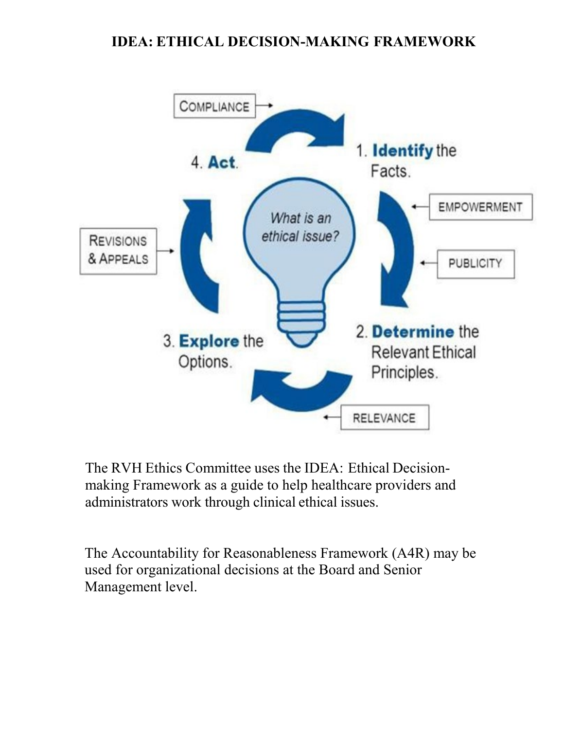# IDEA: ETHICAL DECISION-MAKING FRAMEWORK

COMPLIANCE

4. **Act.**

1. **Identify** the Facts.

EMPOWERMENT

*What is an ethical issue?*

REVISIONS & APPEALS

PUBLICITY

3. **Explore** the Options.

2. **Determine** the Relevant Ethical Principles.

RELEVANCE

The RVH Ethics Committee uses the IDEA: Ethical Decision-making Framework as a guide to help healthcare providers and administrators work through clinical ethical issues.

The Accountability for Reasonableness Framework (A4R) may be used for organizational decisions at the Board and Senior Management level.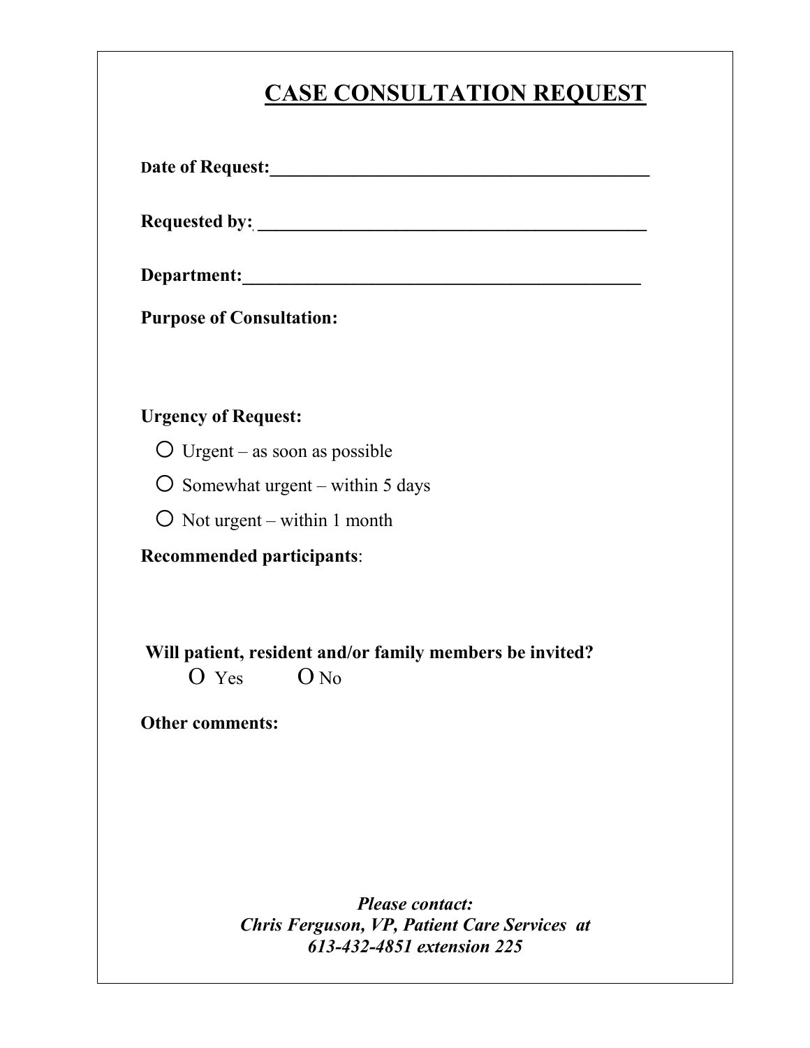# CASE CONSULTATION REQUEST

**Date of Request:**\_\_\_\_\_\_\_\_\_\_\_\_\_\_\_\_\_\_\_\_\_\_\_\_\_\_\_\_\_\_\_\_\_\_\_\_\_\_\_\_\_\_\_\_

**Requested by:** \_\_\_\_\_\_\_\_\_\_\_\_\_\_\_\_\_\_\_\_\_\_\_\_\_\_\_\_\_\_\_\_\_\_\_\_\_\_\_\_\_\_\_\_

**Department:**\_\_\_\_\_\_\_\_\_\_\_\_\_\_\_\_\_\_\_\_\_\_\_\_\_\_\_\_\_\_\_\_\_\_\_\_\_\_\_\_\_\_\_\_

**Purpose of Consultation:**

**Urgency of Request:**

- ○ Urgent – as soon as possible
- ○ Somewhat urgent – within 5 days
- ○ Not urgent – within 1 month

**Recommended participants**:

**Will patient, resident and/or family members be invited?**

O Yes O No

**Other comments:**

***Please contact:***
***Chris Ferguson, VP, Patient Care Services at***
***613-432-4851 extension 225***